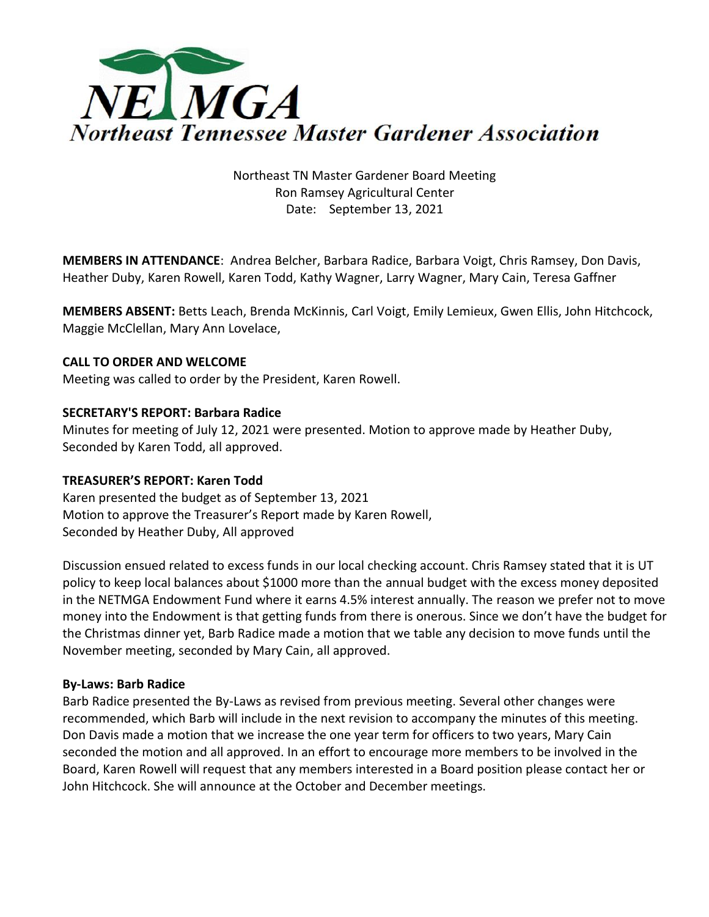# NETMGA
## Northeast Tennessee Master Gardener Association

Northeast TN Master Gardener Board Meeting
Ron Ramsey Agricultural Center
Date: September 13, 2021

**MEMBERS IN ATTENDANCE**: Andrea Belcher, Barbara Radice, Barbara Voigt, Chris Ramsey, Don Davis, Heather Duby, Karen Rowell, Karen Todd, Kathy Wagner, Larry Wagner, Mary Cain, Teresa Gaffner

**MEMBERS ABSENT:** Betts Leach, Brenda McKinnis, Carl Voigt, Emily Lemieux, Gwen Ellis, John Hitchcock, Maggie McClellan, Mary Ann Lovelace,

**CALL TO ORDER AND WELCOME**
Meeting was called to order by the President, Karen Rowell.

**SECRETARY'S REPORT: Barbara Radice**
Minutes for meeting of July 12, 2021 were presented. Motion to approve made by Heather Duby, Seconded by Karen Todd, all approved.

**TREASURER'S REPORT: Karen Todd**
Karen presented the budget as of September 13, 2021
Motion to approve the Treasurer's Report made by Karen Rowell,
Seconded by Heather Duby, All approved

Discussion ensued related to excess funds in our local checking account. Chris Ramsey stated that it is UT policy to keep local balances about $1000 more than the annual budget with the excess money deposited in the NETMGA Endowment Fund where it earns 4.5% interest annually. The reason we prefer not to move money into the Endowment is that getting funds from there is onerous. Since we don't have the budget for the Christmas dinner yet, Barb Radice made a motion that we table any decision to move funds until the November meeting, seconded by Mary Cain, all approved.

**By-Laws: Barb Radice**
Barb Radice presented the By-Laws as revised from previous meeting. Several other changes were recommended, which Barb will include in the next revision to accompany the minutes of this meeting. Don Davis made a motion that we increase the one year term for officers to two years, Mary Cain seconded the motion and all approved. In an effort to encourage more members to be involved in the Board, Karen Rowell will request that any members interested in a Board position please contact her or John Hitchcock. She will announce at the October and December meetings.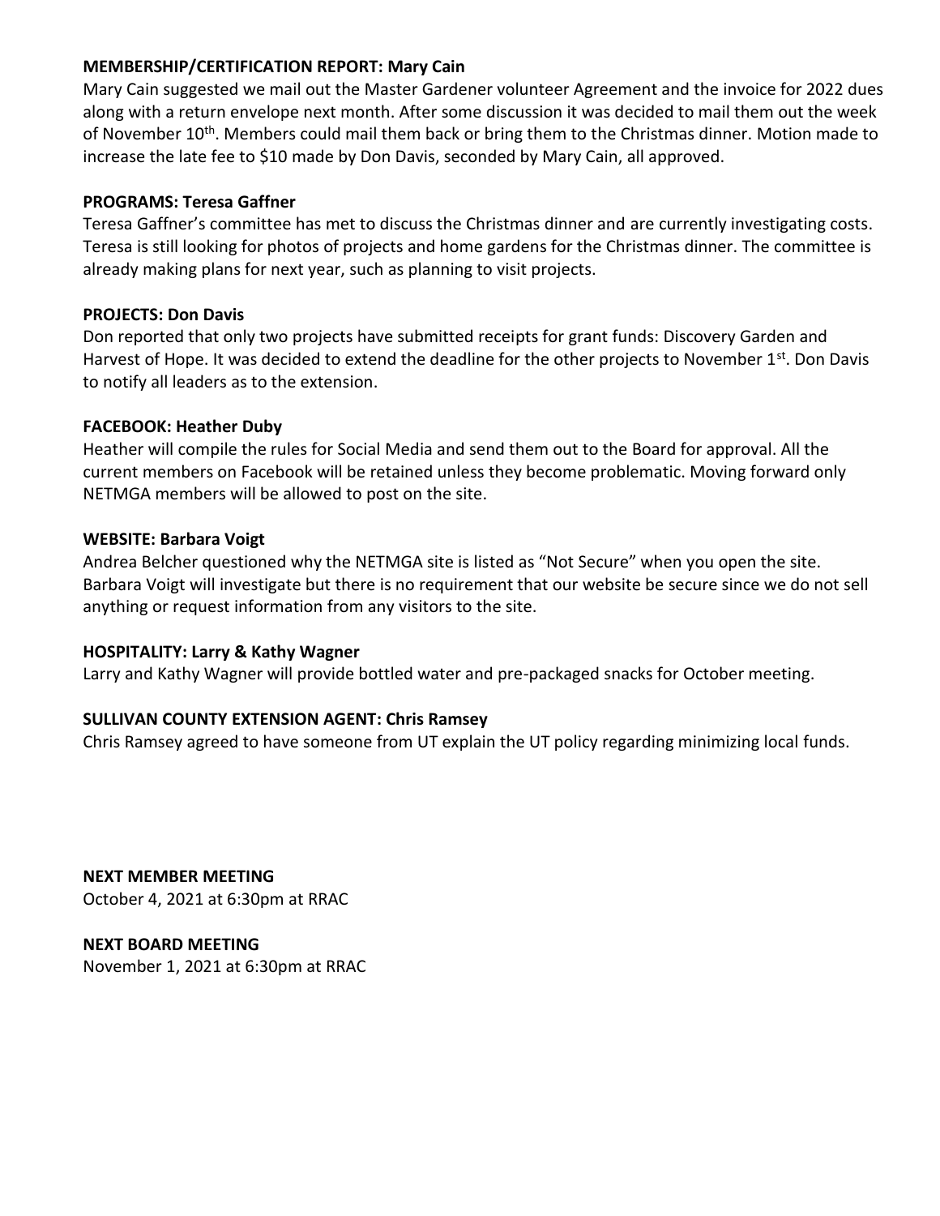**MEMBERSHIP/CERTIFICATION REPORT: Mary Cain**

Mary Cain suggested we mail out the Master Gardener volunteer Agreement and the invoice for 2022 dues along with a return envelope next month. After some discussion it was decided to mail them out the week of November 10th. Members could mail them back or bring them to the Christmas dinner. Motion made to increase the late fee to $10 made by Don Davis, seconded by Mary Cain, all approved.

**PROGRAMS: Teresa Gaffner**

Teresa Gaffner's committee has met to discuss the Christmas dinner and are currently investigating costs. Teresa is still looking for photos of projects and home gardens for the Christmas dinner. The committee is already making plans for next year, such as planning to visit projects.

**PROJECTS: Don Davis**

Don reported that only two projects have submitted receipts for grant funds: Discovery Garden and Harvest of Hope. It was decided to extend the deadline for the other projects to November 1st. Don Davis to notify all leaders as to the extension.

**FACEBOOK: Heather Duby**

Heather will compile the rules for Social Media and send them out to the Board for approval. All the current members on Facebook will be retained unless they become problematic. Moving forward only NETMGA members will be allowed to post on the site.

**WEBSITE: Barbara Voigt**

Andrea Belcher questioned why the NETMGA site is listed as "Not Secure" when you open the site. Barbara Voigt will investigate but there is no requirement that our website be secure since we do not sell anything or request information from any visitors to the site.

**HOSPITALITY: Larry & Kathy Wagner**

Larry and Kathy Wagner will provide bottled water and pre-packaged snacks for October meeting.

**SULLIVAN COUNTY EXTENSION AGENT: Chris Ramsey**

Chris Ramsey agreed to have someone from UT explain the UT policy regarding minimizing local funds.

**NEXT MEMBER MEETING**

October 4, 2021 at 6:30pm at RRAC

**NEXT BOARD MEETING**

November 1, 2021 at 6:30pm at RRAC